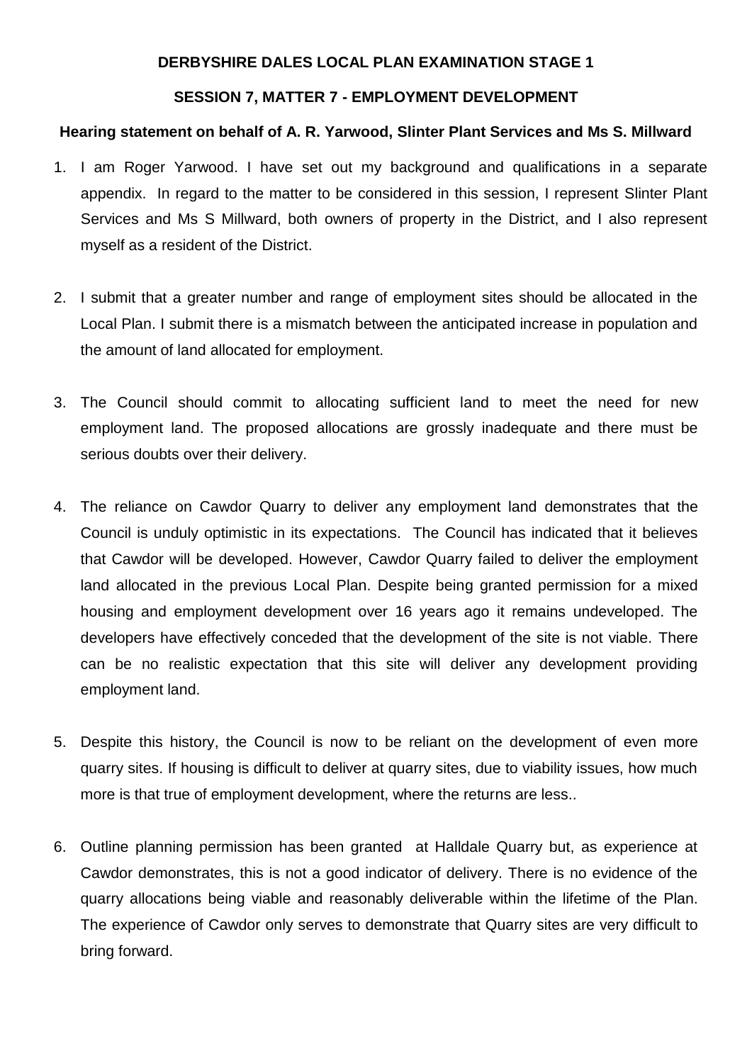**DERBYSHIRE DALES LOCAL PLAN EXAMINATION STAGE 1**

**SESSION 7, MATTER 7 - EMPLOYMENT DEVELOPMENT**

**Hearing statement on behalf of A. R. Yarwood, Slinter Plant Services and Ms S. Millward**

1. I am Roger Yarwood. I have set out my background and qualifications in a separate appendix. In regard to the matter to be considered in this session, I represent Slinter Plant Services and Ms S Millward, both owners of property in the District, and I also represent myself as a resident of the District.

2. I submit that a greater number and range of employment sites should be allocated in the Local Plan. I submit there is a mismatch between the anticipated increase in population and the amount of land allocated for employment.

3. The Council should commit to allocating sufficient land to meet the need for new employment land. The proposed allocations are grossly inadequate and there must be serious doubts over their delivery.

4. The reliance on Cawdor Quarry to deliver any employment land demonstrates that the Council is unduly optimistic in its expectations. The Council has indicated that it believes that Cawdor will be developed. However, Cawdor Quarry failed to deliver the employment land allocated in the previous Local Plan. Despite being granted permission for a mixed housing and employment development over 16 years ago it remains undeveloped. The developers have effectively conceded that the development of the site is not viable. There can be no realistic expectation that this site will deliver any development providing employment land.

5. Despite this history, the Council is now to be reliant on the development of even more quarry sites. If housing is difficult to deliver at quarry sites, due to viability issues, how much more is that true of employment development, where the returns are less..

6. Outline planning permission has been granted at Halldale Quarry but, as experience at Cawdor demonstrates, this is not a good indicator of delivery. There is no evidence of the quarry allocations being viable and reasonably deliverable within the lifetime of the Plan. The experience of Cawdor only serves to demonstrate that Quarry sites are very difficult to bring forward.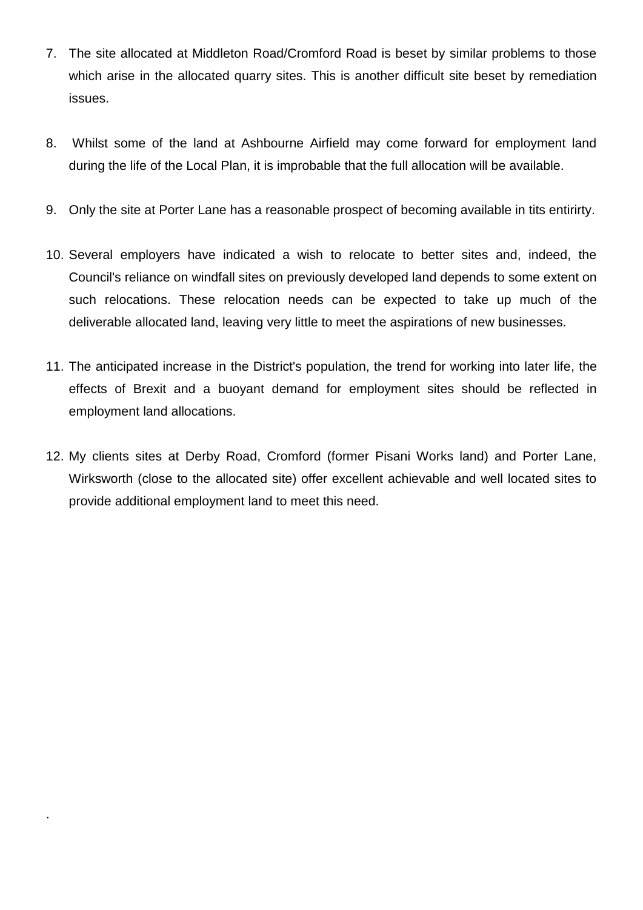7. The site allocated at Middleton Road/Cromford Road is beset by similar problems to those which arise in the allocated quarry sites. This is another difficult site beset by remediation issues.

8. Whilst some of the land at Ashbourne Airfield may come forward for employment land during the life of the Local Plan, it is improbable that the full allocation will be available.

9. Only the site at Porter Lane has a reasonable prospect of becoming available in tits entirirty.

10. Several employers have indicated a wish to relocate to better sites and, indeed, the Council's reliance on windfall sites on previously developed land depends to some extent on such relocations. These relocation needs can be expected to take up much of the deliverable allocated land, leaving very little to meet the aspirations of new businesses.

11. The anticipated increase in the District's population, the trend for working into later life, the effects of Brexit and a buoyant demand for employment sites should be reflected in employment land allocations.

12. My clients sites at Derby Road, Cromford (former Pisani Works land) and Porter Lane, Wirksworth (close to the allocated site) offer excellent achievable and well located sites to provide additional employment land to meet this need.

.